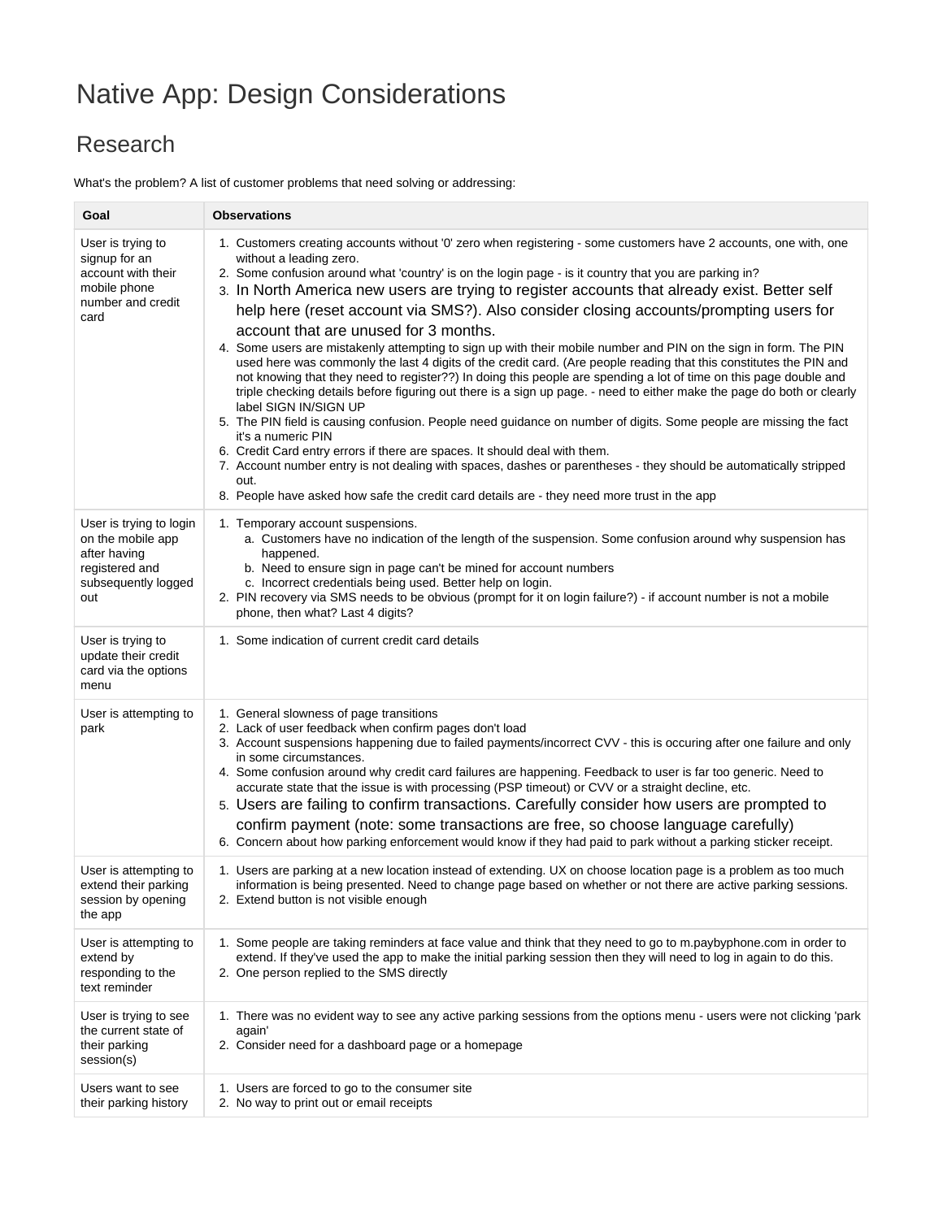# Native App: Design Considerations

## Research

What's the problem? A list of customer problems that need solving or addressing:

| Goal | Observations |
| --- | --- |
| User is trying to signup for an account with their mobile phone number and credit card | 1. Customers creating accounts without '0' zero when registering - some customers have 2 accounts, one with, one without a leading zero.<br>2. Some confusion around what 'country' is on the login page - is it country that you are parking in?<br>3. In North America new users are trying to register accounts that already exist. Better self help here (reset account via SMS?). Also consider closing accounts/prompting users for account that are unused for 3 months.<br>4. Some users are mistakenly attempting to sign up with their mobile number and PIN on the sign in form. The PIN used here was commonly the last 4 digits of the credit card. (Are people reading that this constitutes the PIN and not knowing that they need to register??) In doing this people are spending a lot of time on this page double and triple checking details before figuring out there is a sign up page. - need to either make the page do both or clearly label SIGN IN/SIGN UP<br>5. The PIN field is causing confusion. People need guidance on number of digits. Some people are missing the fact it's a numeric PIN<br>6. Credit Card entry errors if there are spaces. It should deal with them.<br>7. Account number entry is not dealing with spaces, dashes or parentheses - they should be automatically stripped out.<br>8. People have asked how safe the credit card details are - they need more trust in the app |
| User is trying to login on the mobile app after having registered and subsequently logged out | 1. Temporary account suspensions.<br>&nbsp;&nbsp;&nbsp;a. Customers have no indication of the length of the suspension. Some confusion around why suspension has happened.<br>&nbsp;&nbsp;&nbsp;b. Need to ensure sign in page can't be mined for account numbers<br>&nbsp;&nbsp;&nbsp;c. Incorrect credentials being used. Better help on login.<br>2. PIN recovery via SMS needs to be obvious (prompt for it on login failure?) - if account number is not a mobile phone, then what? Last 4 digits? |
| User is trying to update their credit card via the options menu | 1. Some indication of current credit card details |
| User is attempting to park | 1. General slowness of page transitions<br>2. Lack of user feedback when confirm pages don't load<br>3. Account suspensions happening due to failed payments/incorrect CVV - this is occuring after one failure and only in some circumstances.<br>4. Some confusion around why credit card failures are happening. Feedback to user is far too generic. Need to accurate state that the issue is with processing (PSP timeout) or CVV or a straight decline, etc.<br>5. Users are failing to confirm transactions. Carefully consider how users are prompted to confirm payment (note: some transactions are free, so choose language carefully)<br>6. Concern about how parking enforcement would know if they had paid to park without a parking sticker receipt. |
| User is attempting to extend their parking session by opening the app | 1. Users are parking at a new location instead of extending. UX on choose location page is a problem as too much information is being presented. Need to change page based on whether or not there are active parking sessions.<br>2. Extend button is not visible enough |
| User is attempting to extend by responding to the text reminder | 1. Some people are taking reminders at face value and think that they need to go to m.paybyphone.com in order to extend. If they've used the app to make the initial parking session then they will need to log in again to do this.<br>2. One person replied to the SMS directly |
| User is trying to see the current state of their parking session(s) | 1. There was no evident way to see any active parking sessions from the options menu - users were not clicking 'park again'<br>2. Consider need for a dashboard page or a homepage |
| Users want to see their parking history | 1. Users are forced to go to the consumer site<br>2. No way to print out or email receipts |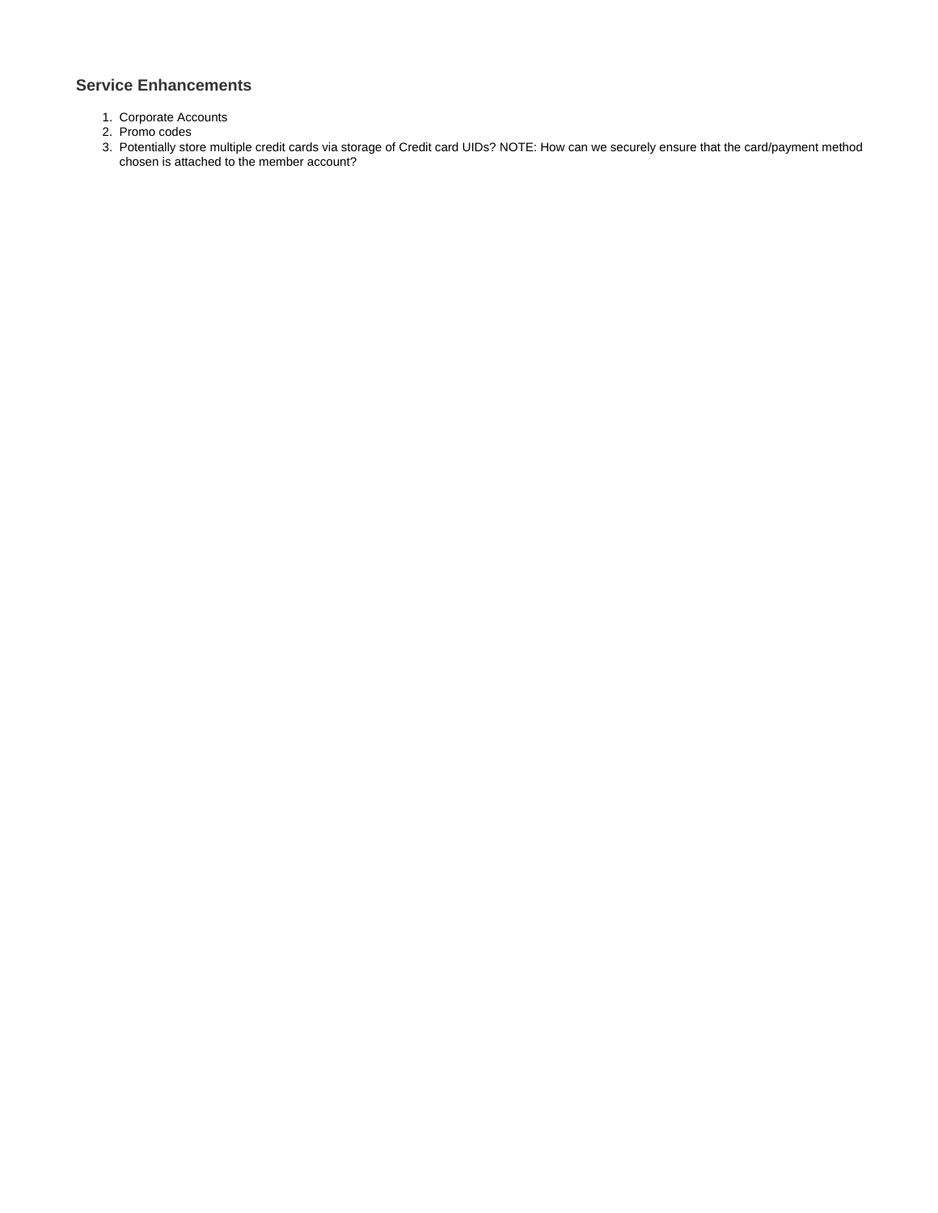### Service Enhancements

1. Corporate Accounts
2. Promo codes
3. Potentially store multiple credit cards via storage of Credit card UIDs? NOTE: How can we securely ensure that the card/payment method chosen is attached to the member account?